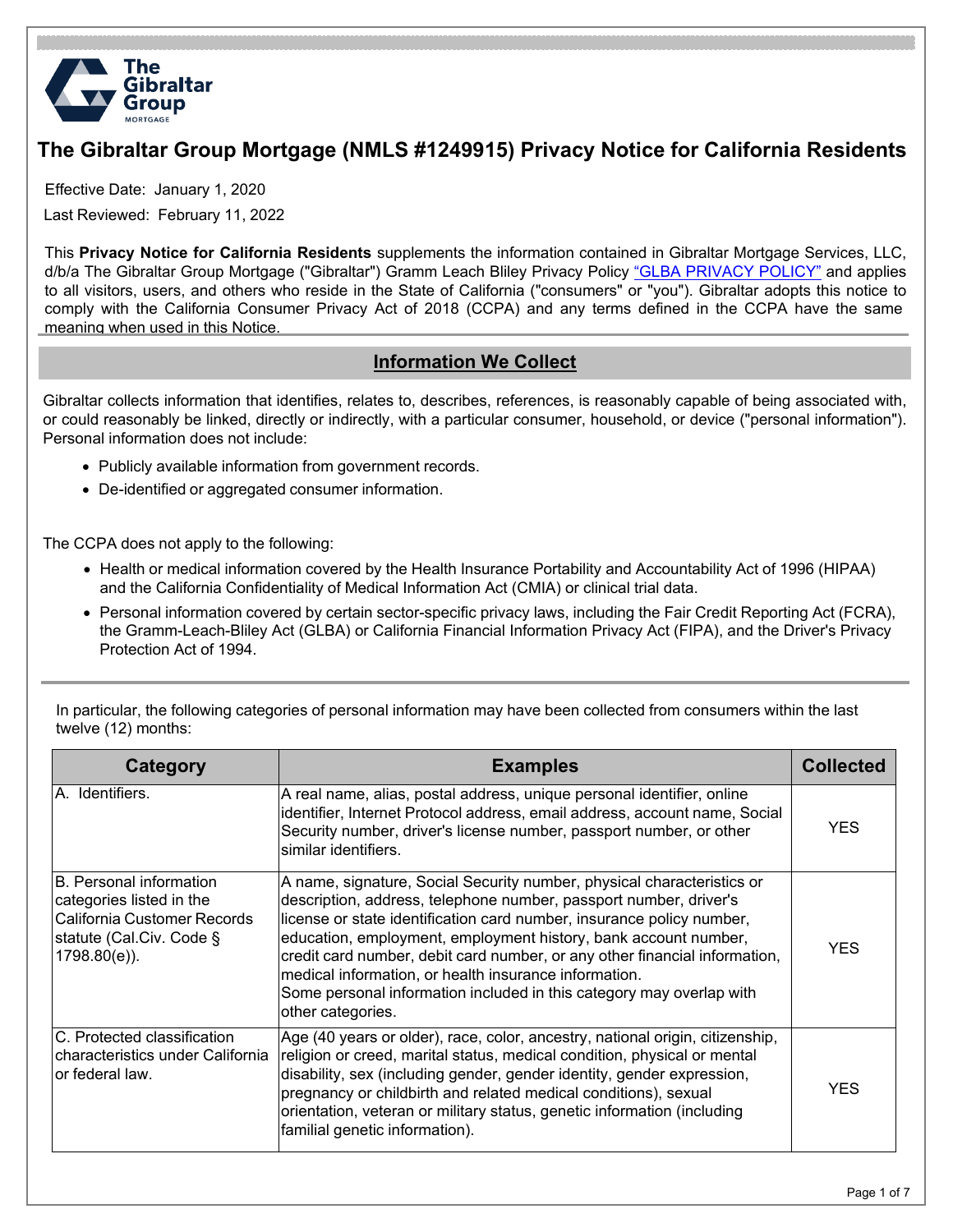# The Gibraltar Group Mortgage (NMLS #1249915) Privacy Notice for California Residents

Effective Date: January 1, 2020

Last Reviewed: February 11, 2022

This **Privacy Notice for California Residents** supplements the information contained in Gibraltar Mortgage Services, LLC, d/b/a The Gibraltar Group Mortgage ("Gibraltar") Gramm Leach Bliley Privacy Policy "GLBA PRIVACY POLICY" and applies to all visitors, users, and others who reside in the State of California ("consumers" or "you"). Gibraltar adopts this notice to comply with the California Consumer Privacy Act of 2018 (CCPA) and any terms defined in the CCPA have the same meaning when used in this Notice.

## Information We Collect

Gibraltar collects information that identifies, relates to, describes, references, is reasonably capable of being associated with, or could reasonably be linked, directly or indirectly, with a particular consumer, household, or device ("personal information"). Personal information does not include:

- Publicly available information from government records.
- De-identified or aggregated consumer information.

The CCPA does not apply to the following:

- Health or medical information covered by the Health Insurance Portability and Accountability Act of 1996 (HIPAA) and the California Confidentiality of Medical Information Act (CMIA) or clinical trial data.
- Personal information covered by certain sector-specific privacy laws, including the Fair Credit Reporting Act (FCRA), the Gramm-Leach-Bliley Act (GLBA) or California Financial Information Privacy Act (FIPA), and the Driver's Privacy Protection Act of 1994.

In particular, the following categories of personal information may have been collected from consumers within the last twelve (12) months:

| Category | Examples | Collected |
|---|---|---|
| A. Identifiers. | A real name, alias, postal address, unique personal identifier, online identifier, Internet Protocol address, email address, account name, Social Security number, driver's license number, passport number, or other similar identifiers. | YES |
| B. Personal information categories listed in the California Customer Records statute (Cal.Civ. Code § 1798.80(e)). | A name, signature, Social Security number, physical characteristics or description, address, telephone number, passport number, driver's license or state identification card number, insurance policy number, education, employment, employment history, bank account number, credit card number, debit card number, or any other financial information, medical information, or health insurance information.<br>Some personal information included in this category may overlap with other categories. | YES |
| C. Protected classification characteristics under California or federal law. | Age (40 years or older), race, color, ancestry, national origin, citizenship, religion or creed, marital status, medical condition, physical or mental disability, sex (including gender, gender identity, gender expression, pregnancy or childbirth and related medical conditions), sexual orientation, veteran or military status, genetic information (including familial genetic information). | YES |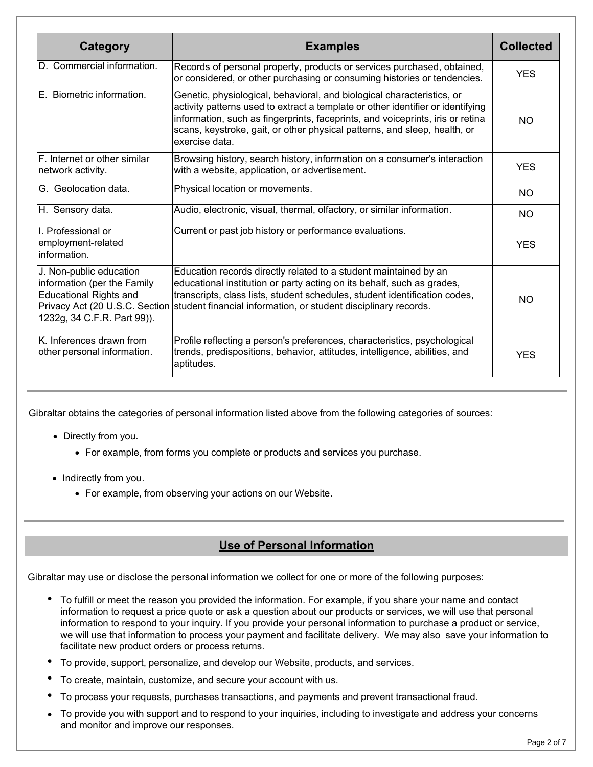| Category | Examples | Collected |
| --- | --- | --- |
| D. Commercial information. | Records of personal property, products or services purchased, obtained, or considered, or other purchasing or consuming histories or tendencies. | YES |
| E. Biometric information. | Genetic, physiological, behavioral, and biological characteristics, or activity patterns used to extract a template or other identifier or identifying information, such as fingerprints, faceprints, and voiceprints, iris or retina scans, keystroke, gait, or other physical patterns, and sleep, health, or exercise data. | NO |
| F. Internet or other similar network activity. | Browsing history, search history, information on a consumer's interaction with a website, application, or advertisement. | YES |
| G. Geolocation data. | Physical location or movements. | NO |
| H. Sensory data. | Audio, electronic, visual, thermal, olfactory, or similar information. | NO |
| I. Professional or employment-related information. | Current or past job history or performance evaluations. | YES |
| J. Non-public education information (per the Family Educational Rights and Privacy Act (20 U.S.C. Section 1232g, 34 C.F.R. Part 99)). | Education records directly related to a student maintained by an educational institution or party acting on its behalf, such as grades, transcripts, class lists, student schedules, student identification codes, student financial information, or student disciplinary records. | NO |
| K. Inferences drawn from other personal information. | Profile reflecting a person's preferences, characteristics, psychological trends, predispositions, behavior, attitudes, intelligence, abilities, and aptitudes. | YES |

Gibraltar obtains the categories of personal information listed above from the following categories of sources:

- Directly from you.
  - For example, from forms you complete or products and services you purchase.
- Indirectly from you.
  - For example, from observing your actions on our Website.

## Use of Personal Information

Gibraltar may use or disclose the personal information we collect for one or more of the following purposes:

- To fulfill or meet the reason you provided the information. For example, if you share your name and contact information to request a price quote or ask a question about our products or services, we will use that personal information to respond to your inquiry. If you provide your personal information to purchase a product or service, we will use that information to process your payment and facilitate delivery. We may also save your information to facilitate new product orders or process returns.
- To provide, support, personalize, and develop our Website, products, and services.
- To create, maintain, customize, and secure your account with us.
- To process your requests, purchases transactions, and payments and prevent transactional fraud.
- To provide you with support and to respond to your inquiries, including to investigate and address your concerns and monitor and improve our responses.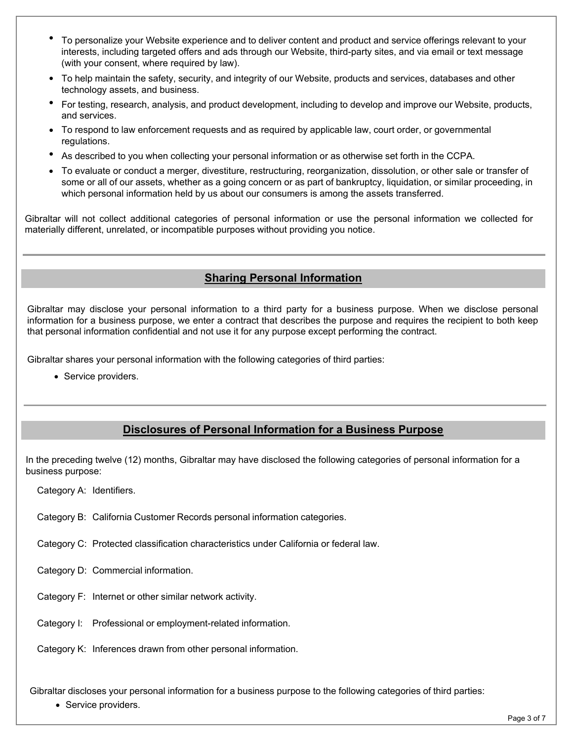- To personalize your Website experience and to deliver content and product and service offerings relevant to your interests, including targeted offers and ads through our Website, third-party sites, and via email or text message (with your consent, where required by law).
- To help maintain the safety, security, and integrity of our Website, products and services, databases and other technology assets, and business.
- For testing, research, analysis, and product development, including to develop and improve our Website, products, and services.
- To respond to law enforcement requests and as required by applicable law, court order, or governmental regulations.
- As described to you when collecting your personal information or as otherwise set forth in the CCPA.
- To evaluate or conduct a merger, divestiture, restructuring, reorganization, dissolution, or other sale or transfer of some or all of our assets, whether as a going concern or as part of bankruptcy, liquidation, or similar proceeding, in which personal information held by us about our consumers is among the assets transferred.

Gibraltar will not collect additional categories of personal information or use the personal information we collected for materially different, unrelated, or incompatible purposes without providing you notice.

## Sharing Personal Information

Gibraltar may disclose your personal information to a third party for a business purpose. When we disclose personal information for a business purpose, we enter a contract that describes the purpose and requires the recipient to both keep that personal information confidential and not use it for any purpose except performing the contract.

Gibraltar shares your personal information with the following categories of third parties:

- Service providers.

## Disclosures of Personal Information for a Business Purpose

In the preceding twelve (12) months, Gibraltar may have disclosed the following categories of personal information for a business purpose:

Category A: Identifiers.

Category B: California Customer Records personal information categories.

Category C: Protected classification characteristics under California or federal law.

Category D: Commercial information.

Category F: Internet or other similar network activity.

Category I: Professional or employment-related information.

Category K: Inferences drawn from other personal information.

Gibraltar discloses your personal information for a business purpose to the following categories of third parties:

- Service providers.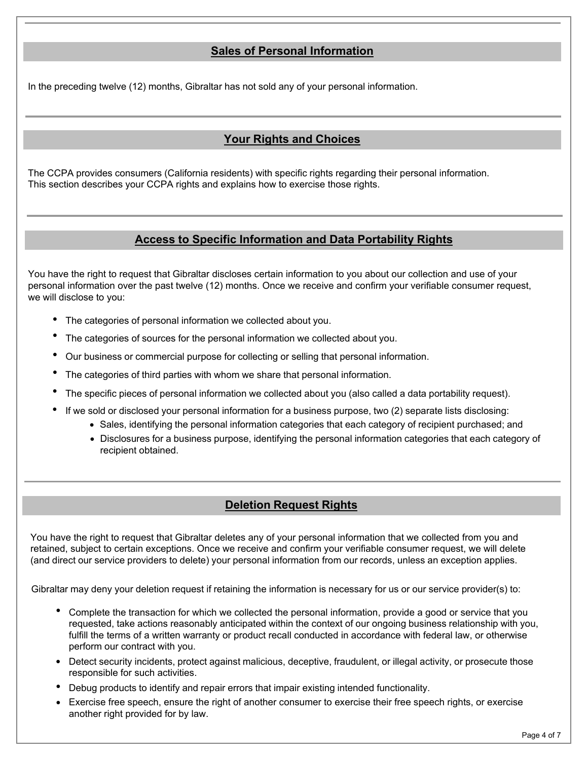## Sales of Personal Information

In the preceding twelve (12) months, Gibraltar has not sold any of your personal information.

## Your Rights and Choices

The CCPA provides consumers (California residents) with specific rights regarding their personal information. This section describes your CCPA rights and explains how to exercise those rights.

## Access to Specific Information and Data Portability Rights

You have the right to request that Gibraltar discloses certain information to you about our collection and use of your personal information over the past twelve (12) months. Once we receive and confirm your verifiable consumer request, we will disclose to you:

- The categories of personal information we collected about you.
- The categories of sources for the personal information we collected about you.
- Our business or commercial purpose for collecting or selling that personal information.
- The categories of third parties with whom we share that personal information.
- The specific pieces of personal information we collected about you (also called a data portability request).
- If we sold or disclosed your personal information for a business purpose, two (2) separate lists disclosing:
  - Sales, identifying the personal information categories that each category of recipient purchased; and
  - Disclosures for a business purpose, identifying the personal information categories that each category of recipient obtained.

## Deletion Request Rights

You have the right to request that Gibraltar deletes any of your personal information that we collected from you and retained, subject to certain exceptions. Once we receive and confirm your verifiable consumer request, we will delete (and direct our service providers to delete) your personal information from our records, unless an exception applies.

Gibraltar may deny your deletion request if retaining the information is necessary for us or our service provider(s) to:

- Complete the transaction for which we collected the personal information, provide a good or service that you requested, take actions reasonably anticipated within the context of our ongoing business relationship with you, fulfill the terms of a written warranty or product recall conducted in accordance with federal law, or otherwise perform our contract with you.
- Detect security incidents, protect against malicious, deceptive, fraudulent, or illegal activity, or prosecute those responsible for such activities.
- Debug products to identify and repair errors that impair existing intended functionality.
- Exercise free speech, ensure the right of another consumer to exercise their free speech rights, or exercise another right provided for by law.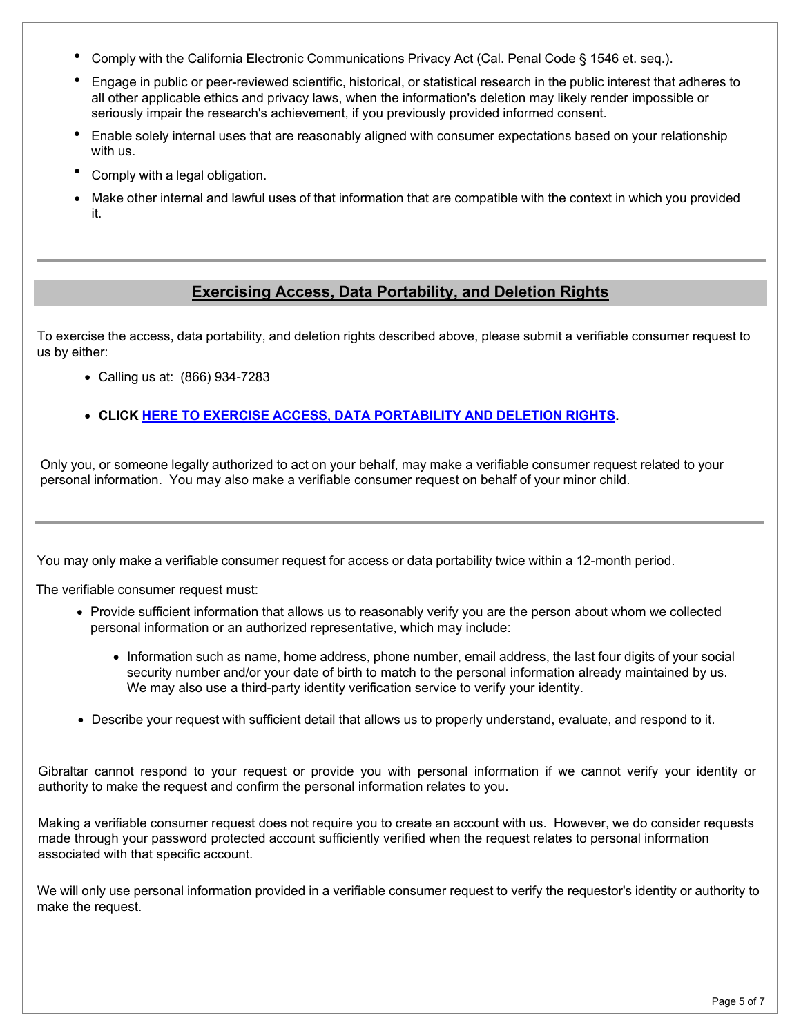- Comply with the California Electronic Communications Privacy Act (Cal. Penal Code § 1546 et. seq.).
- Engage in public or peer-reviewed scientific, historical, or statistical research in the public interest that adheres to all other applicable ethics and privacy laws, when the information's deletion may likely render impossible or seriously impair the research's achievement, if you previously provided informed consent.
- Enable solely internal uses that are reasonably aligned with consumer expectations based on your relationship with us.
- Comply with a legal obligation.
- Make other internal and lawful uses of that information that are compatible with the context in which you provided it.

## Exercising Access, Data Portability, and Deletion Rights

To exercise the access, data portability, and deletion rights described above, please submit a verifiable consumer request to us by either:

- Calling us at: (866) 934-7283
- **CLICK HERE TO EXERCISE ACCESS, DATA PORTABILITY AND DELETION RIGHTS.**

Only you, or someone legally authorized to act on your behalf, may make a verifiable consumer request related to your personal information. You may also make a verifiable consumer request on behalf of your minor child.

---

You may only make a verifiable consumer request for access or data portability twice within a 12-month period.

The verifiable consumer request must:

- Provide sufficient information that allows us to reasonably verify you are the person about whom we collected personal information or an authorized representative, which may include:
  - Information such as name, home address, phone number, email address, the last four digits of your social security number and/or your date of birth to match to the personal information already maintained by us. We may also use a third-party identity verification service to verify your identity.
- Describe your request with sufficient detail that allows us to properly understand, evaluate, and respond to it.

Gibraltar cannot respond to your request or provide you with personal information if we cannot verify your identity or authority to make the request and confirm the personal information relates to you.

Making a verifiable consumer request does not require you to create an account with us. However, we do consider requests made through your password protected account sufficiently verified when the request relates to personal information associated with that specific account.

We will only use personal information provided in a verifiable consumer request to verify the requestor's identity or authority to make the request.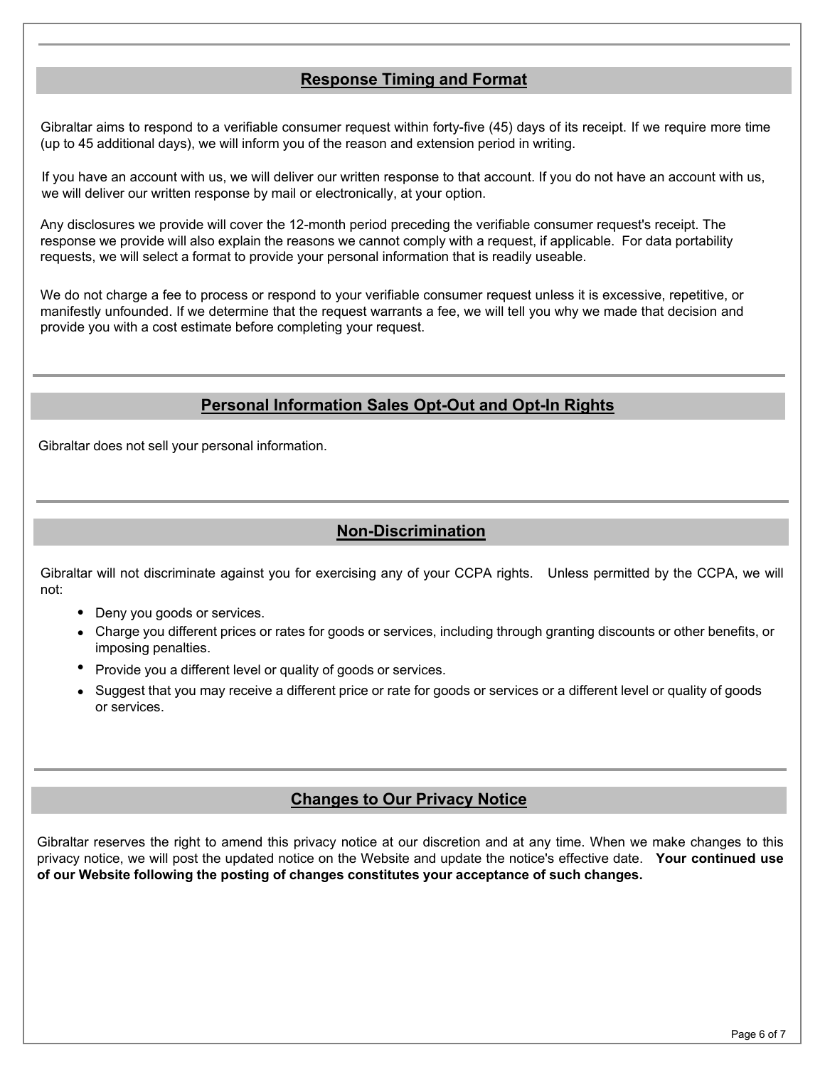## Response Timing and Format

Gibraltar aims to respond to a verifiable consumer request within forty-five (45) days of its receipt. If we require more time (up to 45 additional days), we will inform you of the reason and extension period in writing.

If you have an account with us, we will deliver our written response to that account. If you do not have an account with us, we will deliver our written response by mail or electronically, at your option.

Any disclosures we provide will cover the 12-month period preceding the verifiable consumer request's receipt. The response we provide will also explain the reasons we cannot comply with a request, if applicable. For data portability requests, we will select a format to provide your personal information that is readily useable.

We do not charge a fee to process or respond to your verifiable consumer request unless it is excessive, repetitive, or manifestly unfounded. If we determine that the request warrants a fee, we will tell you why we made that decision and provide you with a cost estimate before completing your request.

## Personal Information Sales Opt-Out and Opt-In Rights

Gibraltar does not sell your personal information.

## Non-Discrimination

Gibraltar will not discriminate against you for exercising any of your CCPA rights. Unless permitted by the CCPA, we will not:

- Deny you goods or services.
- Charge you different prices or rates for goods or services, including through granting discounts or other benefits, or imposing penalties.
- Provide you a different level or quality of goods or services.
- Suggest that you may receive a different price or rate for goods or services or a different level or quality of goods or services.

## Changes to Our Privacy Notice

Gibraltar reserves the right to amend this privacy notice at our discretion and at any time. When we make changes to this privacy notice, we will post the updated notice on the Website and update the notice's effective date. **Your continued use of our Website following the posting of changes constitutes your acceptance of such changes.**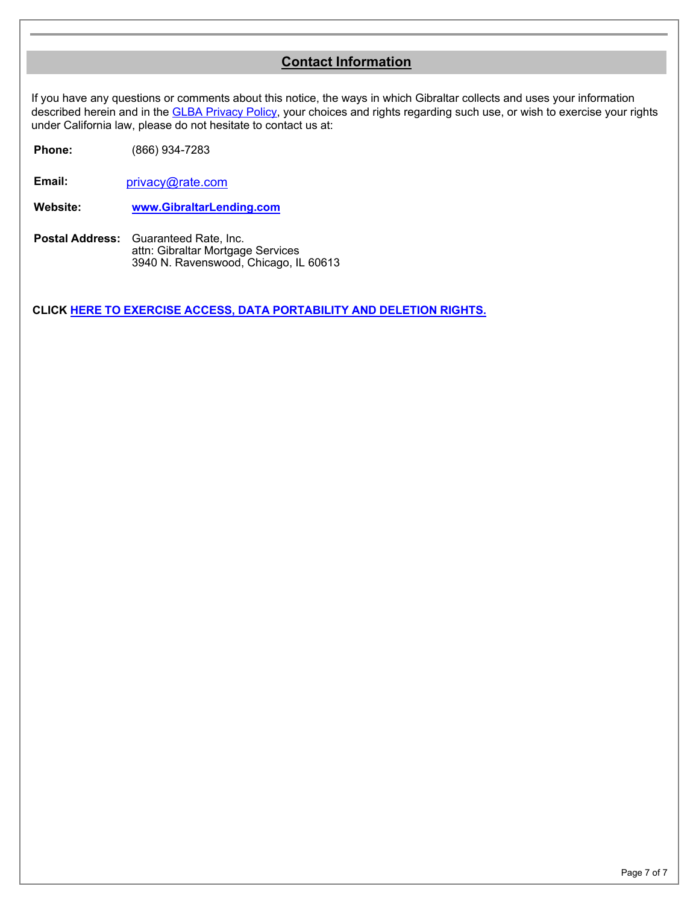## Contact Information

If you have any questions or comments about this notice, the ways in which Gibraltar collects and uses your information described herein and in the GLBA Privacy Policy, your choices and rights regarding such use, or wish to exercise your rights under California law, please do not hesitate to contact us at:

**Phone:** (866) 934-7283

**Email:** privacy@rate.com

**Website:** **www.GibraltarLending.com**

**Postal Address:** Guaranteed Rate, Inc.
attn: Gibraltar Mortgage Services
3940 N. Ravenswood, Chicago, IL 60613

**CLICK HERE TO EXERCISE ACCESS, DATA PORTABILITY AND DELETION RIGHTS.**